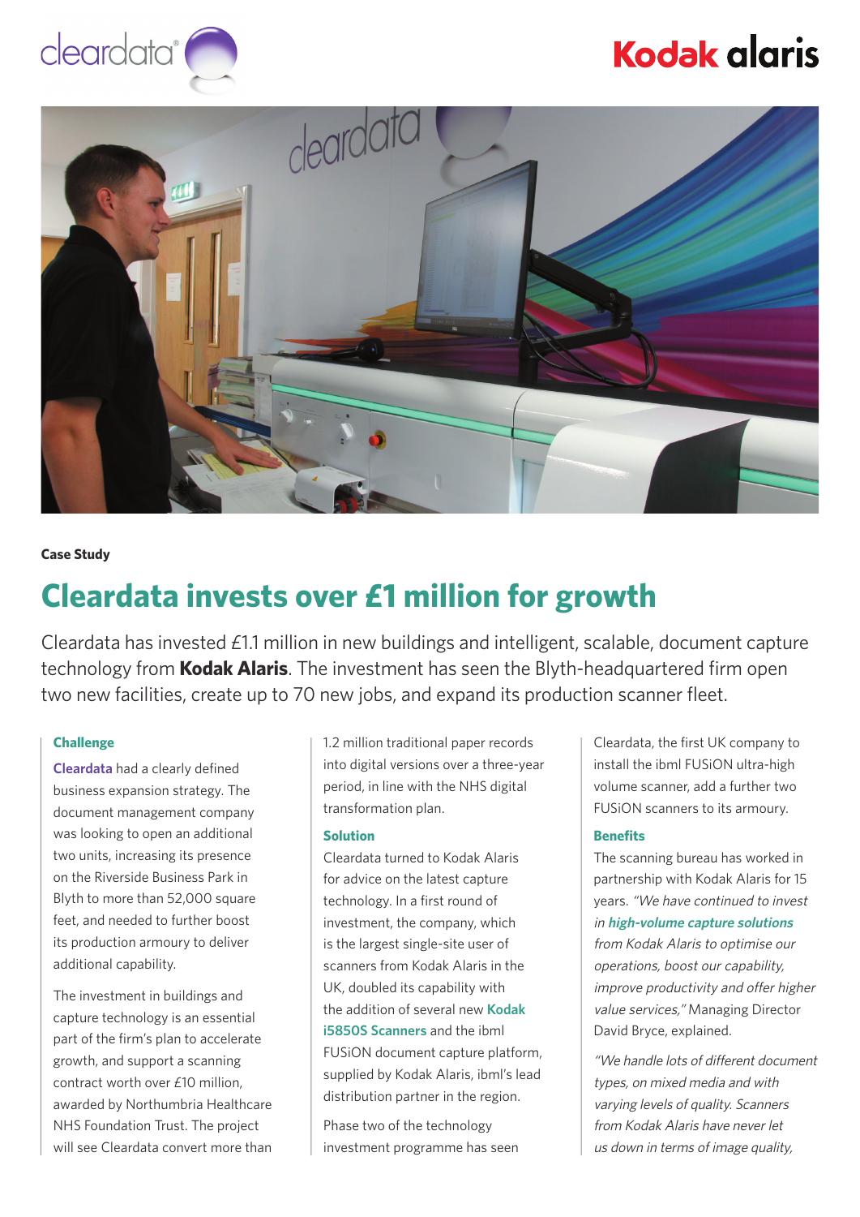Case Study

# Cleardata invests over £1 million for growth

Cleardata has invested £1.1 million in new buildings and intelligent, scalable, document capture technology from **Kodak Alaris**. The investment has seen the Blyth-headquartered firm open two new facilities, create up to 70 new jobs, and expand its production scanner fleet.

### Challenge

Cleardata had a clearly defined business expansion strategy. The document management company was looking to open an additional two units, increasing its presence on the Riverside Business Park in Blyth to more than 52,000 square feet, and needed to further boost its production armoury to deliver additional capability.

The investment in buildings and capture technology is an essential part of the firm's plan to accelerate growth, and support a scanning contract worth over £10 million, awarded by Northumbria Healthcare NHS Foundation Trust. The project will see Cleardata convert more than 1.2 million traditional paper records into digital versions over a three-year period, in line with the NHS digital transformation plan.

### Solution

Cleardata turned to Kodak Alaris for advice on the latest capture technology. In a first round of investment, the company, which is the largest single-site user of scanners from Kodak Alaris in the UK, doubled its capability with the addition of several new **Kodak i5850S Scanners** and the ibml FUSiON document capture platform, supplied by Kodak Alaris, ibml's lead distribution partner in the region.

Phase two of the technology investment programme has seen Cleardata, the first UK company to install the ibml FUSiON ultra-high volume scanner, add a further two FUSiON scanners to its armoury.

### Benefits

The scanning bureau has worked in partnership with Kodak Alaris for 15 years. *"We have continued to invest in **high-volume capture solutions** from Kodak Alaris to optimise our operations, boost our capability, improve productivity and offer higher value services,"* Managing Director David Bryce, explained.

*"We handle lots of different document types, on mixed media and with varying levels of quality. Scanners from Kodak Alaris have never let us down in terms of image quality,*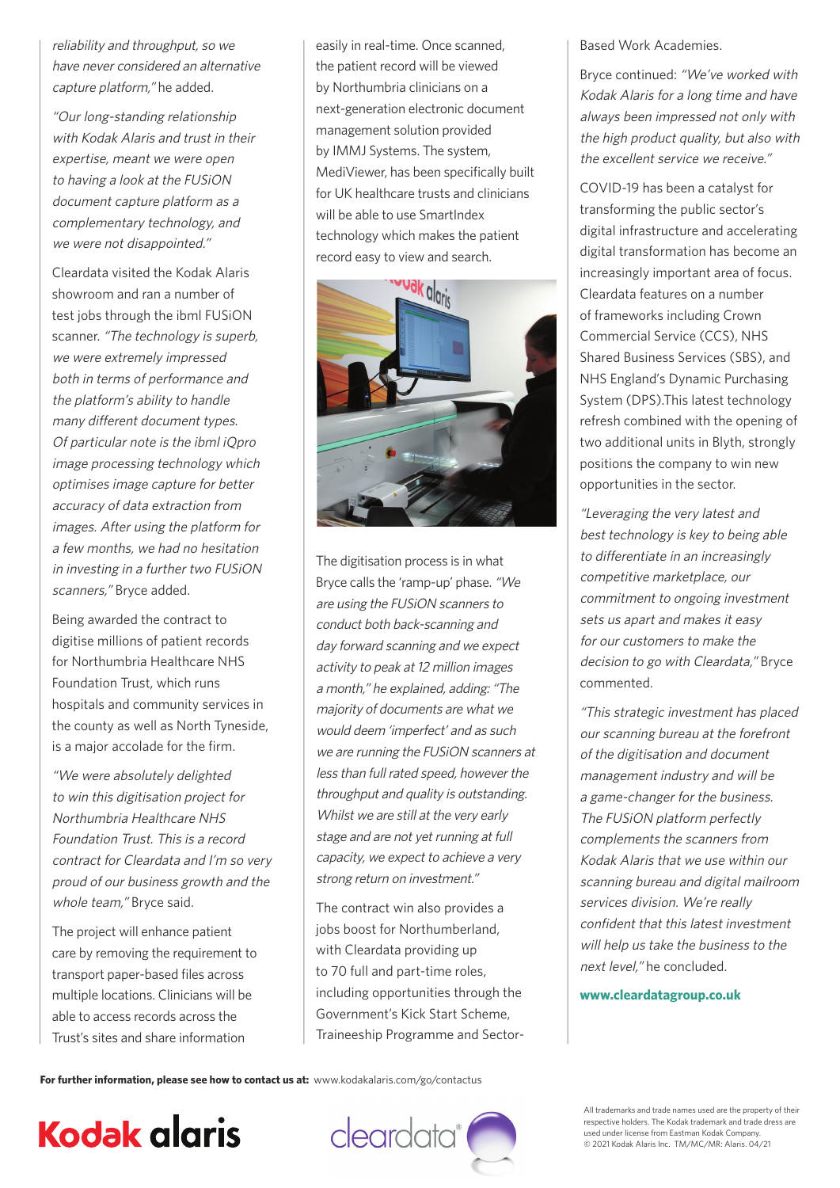*reliability and throughput, so we have never considered an alternative capture platform,"* he added.

*"Our long-standing relationship with Kodak Alaris and trust in their expertise, meant we were open to having a look at the FUSiON document capture platform as a complementary technology, and we were not disappointed."*

Cleardata visited the Kodak Alaris showroom and ran a number of test jobs through the ibml FUSiON scanner. *"The technology is superb, we were extremely impressed both in terms of performance and the platform's ability to handle many different document types. Of particular note is the ibml iQpro image processing technology which optimises image capture for better accuracy of data extraction from images. After using the platform for a few months, we had no hesitation in investing in a further two FUSiON scanners,"* Bryce added.

Being awarded the contract to digitise millions of patient records for Northumbria Healthcare NHS Foundation Trust, which runs hospitals and community services in the county as well as North Tyneside, is a major accolade for the firm.

*"We were absolutely delighted to win this digitisation project for Northumbria Healthcare NHS Foundation Trust. This is a record contract for Cleardata and I'm so very proud of our business growth and the whole team,"* Bryce said.

The project will enhance patient care by removing the requirement to transport paper-based files across multiple locations. Clinicians will be able to access records across the Trust's sites and share information easily in real-time. Once scanned, the patient record will be viewed by Northumbria clinicians on a next-generation electronic document management solution provided by IMMJ Systems. The system, MediViewer, has been specifically built for UK healthcare trusts and clinicians will be able to use SmartIndex technology which makes the patient record easy to view and search.

The digitisation process is in what Bryce calls the 'ramp-up' phase. *"We are using the FUSiON scanners to conduct both back-scanning and day forward scanning and we expect activity to peak at 12 million images a month,"* he explained, adding: *"The majority of documents are what we would deem 'imperfect' and as such we are running the FUSiON scanners at less than full rated speed, however the throughput and quality is outstanding. Whilst we are still at the very early stage and are not yet running at full capacity, we expect to achieve a very strong return on investment."*

The contract win also provides a jobs boost for Northumberland, with Cleardata providing up to 70 full and part-time roles, including opportunities through the Government's Kick Start Scheme, Traineeship Programme and Sector-Based Work Academies.

Bryce continued: *"We've worked with Kodak Alaris for a long time and have always been impressed not only with the high product quality, but also with the excellent service we receive."*

COVID-19 has been a catalyst for transforming the public sector's digital infrastructure and accelerating digital transformation has become an increasingly important area of focus. Cleardata features on a number of frameworks including Crown Commercial Service (CCS), NHS Shared Business Services (SBS), and NHS England's Dynamic Purchasing System (DPS).This latest technology refresh combined with the opening of two additional units in Blyth, strongly positions the company to win new opportunities in the sector.

*"Leveraging the very latest and best technology is key to being able to differentiate in an increasingly competitive marketplace, our commitment to ongoing investment sets us apart and makes it easy for our customers to make the decision to go with Cleardata,"* Bryce commented.

*"This strategic investment has placed our scanning bureau at the forefront of the digitisation and document management industry and will be a game-changer for the business. The FUSiON platform perfectly complements the scanners from Kodak Alaris that we use within our scanning bureau and digital mailroom services division. We're really confident that this latest investment will help us take the business to the next level,"* he concluded.

**www.cleardatagroup.co.uk**

**For further information, please see how to contact us at:** www.kodakalaris.com/go/contactus

Kodak alaris

cleardata®

All trademarks and trade names used are the property of their respective holders. The Kodak trademark and trade dress are used under license from Eastman Kodak Company.
© 2021 Kodak Alaris Inc. TM/MC/MR: Alaris. 04/21